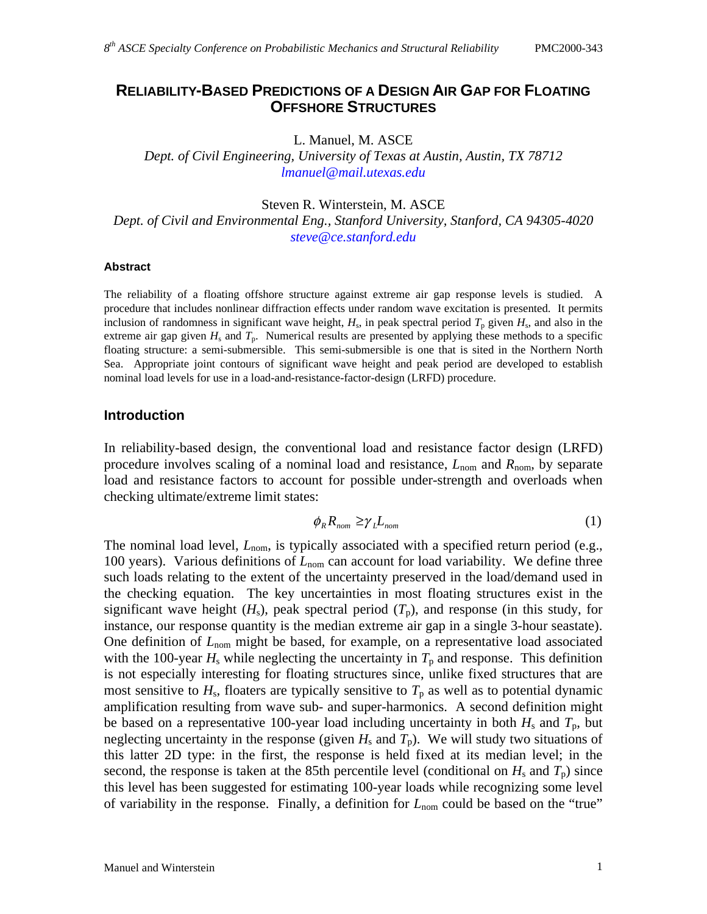# RELIABILITY-BASED PREDICTIONS OF A DESIGN AIR GAP FOR FLOATING OFFSHORE STRUCTURES

L. Manuel, M. ASCE
*Dept. of Civil Engineering, University of Texas at Austin, Austin, TX 78712*
*lmanuel@mail.utexas.edu*

Steven R. Winterstein, M. ASCE
*Dept. of Civil and Environmental Eng., Stanford University, Stanford, CA 94305-4020*
*steve@ce.stanford.edu*

### Abstract

The reliability of a floating offshore structure against extreme air gap response levels is studied. A procedure that includes nonlinear diffraction effects under random wave excitation is presented. It permits inclusion of randomness in significant wave height, $H_s$, in peak spectral period $T_p$ given $H_s$, and also in the extreme air gap given $H_s$ and $T_p$. Numerical results are presented by applying these methods to a specific floating structure: a semi-submersible. This semi-submersible is one that is sited in the Northern North Sea. Appropriate joint contours of significant wave height and peak period are developed to establish nominal load levels for use in a load-and-resistance-factor-design (LRFD) procedure.

## Introduction

In reliability-based design, the conventional load and resistance factor design (LRFD) procedure involves scaling of a nominal load and resistance, $L_{nom}$ and $R_{nom}$, by separate load and resistance factors to account for possible under-strength and overloads when checking ultimate/extreme limit states:

$$\phi_R R_{nom} \geq \gamma_L L_{nom} \tag{1}$$

The nominal load level, $L_{nom}$, is typically associated with a specified return period (e.g., 100 years). Various definitions of $L_{nom}$ can account for load variability. We define three such loads relating to the extent of the uncertainty preserved in the load/demand used in the checking equation. The key uncertainties in most floating structures exist in the significant wave height ($H_s$), peak spectral period ($T_p$), and response (in this study, for instance, our response quantity is the median extreme air gap in a single 3-hour seastate). One definition of $L_{nom}$ might be based, for example, on a representative load associated with the 100-year $H_s$ while neglecting the uncertainty in $T_p$ and response. This definition is not especially interesting for floating structures since, unlike fixed structures that are most sensitive to $H_s$, floaters are typically sensitive to $T_p$ as well as to potential dynamic amplification resulting from wave sub- and super-harmonics. A second definition might be based on a representative 100-year load including uncertainty in both $H_s$ and $T_p$, but neglecting uncertainty in the response (given $H_s$ and $T_p$). We will study two situations of this latter 2D type: in the first, the response is held fixed at its median level; in the second, the response is taken at the 85th percentile level (conditional on $H_s$ and $T_p$) since this level has been suggested for estimating 100-year loads while recognizing some level of variability in the response. Finally, a definition for $L_{nom}$ could be based on the "true"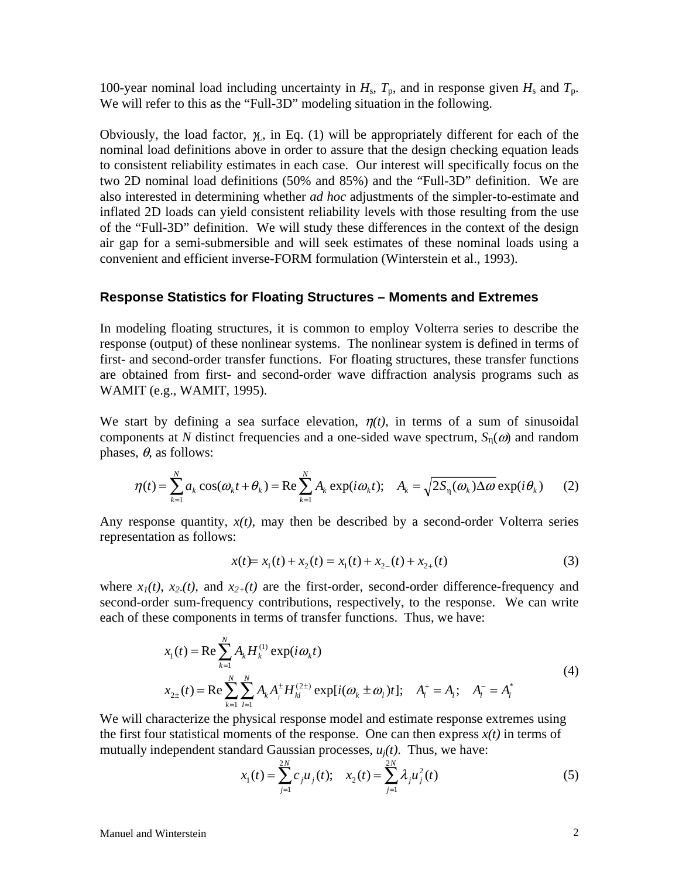100-year nominal load including uncertainty in $H_s$, $T_p$, and in response given $H_s$ and $T_p$. We will refer to this as the "Full-3D" modeling situation in the following.

Obviously, the load factor, $\gamma_L$, in Eq. (1) will be appropriately different for each of the nominal load definitions above in order to assure that the design checking equation leads to consistent reliability estimates in each case. Our interest will specifically focus on the two 2D nominal load definitions (50% and 85%) and the "Full-3D" definition. We are also interested in determining whether *ad hoc* adjustments of the simpler-to-estimate and inflated 2D loads can yield consistent reliability levels with those resulting from the use of the "Full-3D" definition. We will study these differences in the context of the design air gap for a semi-submersible and will seek estimates of these nominal loads using a convenient and efficient inverse-FORM formulation (Winterstein et al., 1993).

## Response Statistics for Floating Structures – Moments and Extremes

In modeling floating structures, it is common to employ Volterra series to describe the response (output) of these nonlinear systems. The nonlinear system is defined in terms of first- and second-order transfer functions. For floating structures, these transfer functions are obtained from first- and second-order wave diffraction analysis programs such as WAMIT (e.g., WAMIT, 1995).

We start by defining a sea surface elevation, $\eta(t)$, in terms of a sum of sinusoidal components at $N$ distinct frequencies and a one-sided wave spectrum, $S_\eta(\omega)$ and random phases, $\theta$, as follows:

$$\eta(t) = \sum_{k=1}^{N} a_k \cos(\omega_k t + \theta_k) = \mathrm{Re} \sum_{k=1}^{N} A_k \exp(i\omega_k t); \quad A_k = \sqrt{2S_\eta(\omega_k)\Delta\omega}\, \exp(i\theta_k) \qquad (2)$$

Any response quantity, $x(t)$, may then be described by a second-order Volterra series representation as follows:

$$x(t) = x_1(t) + x_2(t) = x_1(t) + x_{2-}(t) + x_{2+}(t) \qquad (3)$$

where $x_1(t)$, $x_{2-}(t)$, and $x_{2+}(t)$ are the first-order, second-order difference-frequency and second-order sum-frequency contributions, respectively, to the response. We can write each of these components in terms of transfer functions. Thus, we have:

$$\begin{aligned} x_1(t) &= \mathrm{Re} \sum_{k=1}^{N} A_k H_k^{(1)} \exp(i\omega_k t) \\ x_{2\pm}(t) &= \mathrm{Re} \sum_{k=1}^{N} \sum_{l=1}^{N} A_k A_l^{\pm} H_{kl}^{(2\pm)} \exp[i(\omega_k \pm \omega_l)t]; \quad A_l^+ = A_l; \quad A_l^- = A_l^* \end{aligned} \qquad (4)$$

We will characterize the physical response model and estimate response extremes using the first four statistical moments of the response. One can then express $x(t)$ in terms of mutually independent standard Gaussian processes, $u_j(t)$. Thus, we have:

$$x_1(t) = \sum_{j=1}^{2N} c_j u_j(t); \quad x_2(t) = \sum_{j=1}^{2N} \lambda_j u_j^2(t) \qquad (5)$$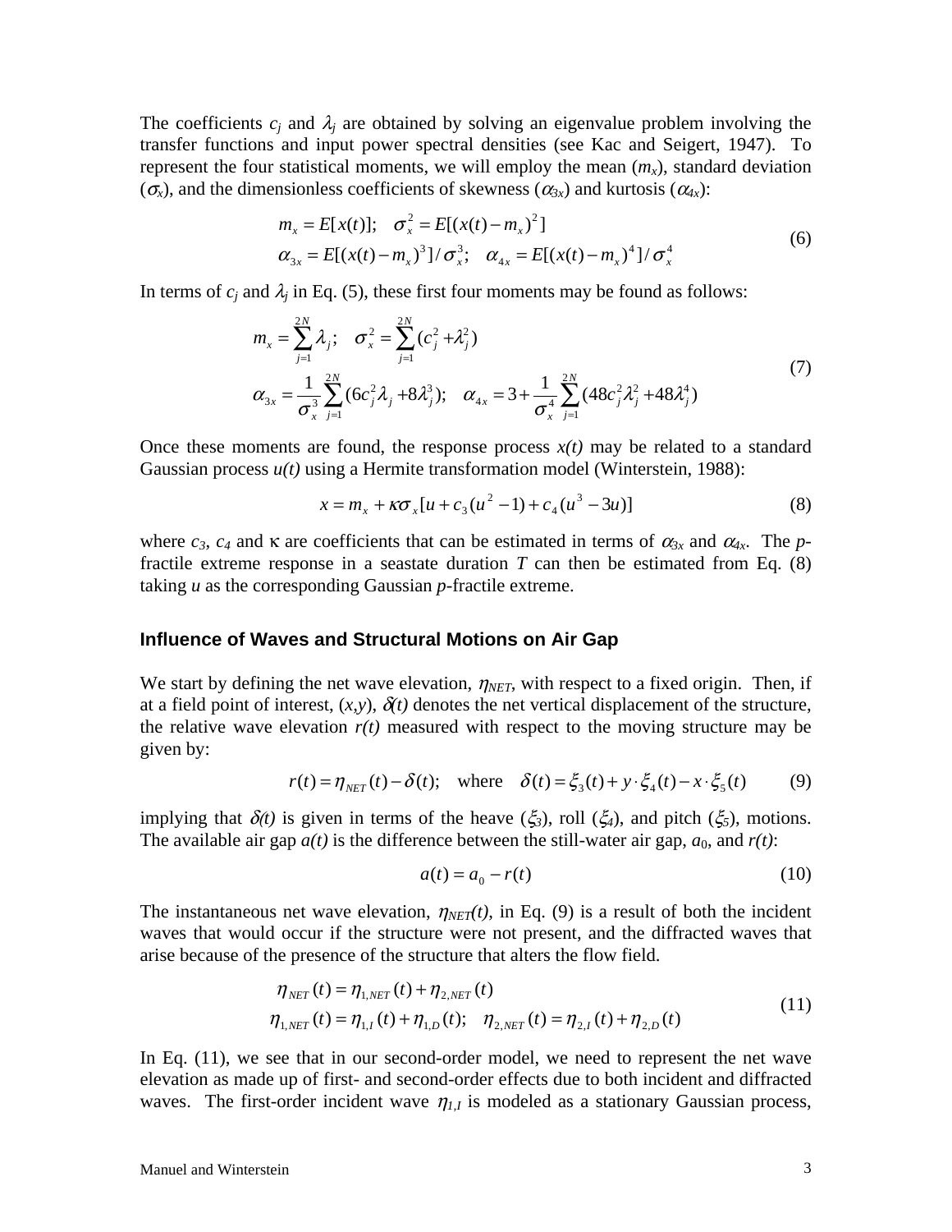The coefficients $c_j$ and $\lambda_j$ are obtained by solving an eigenvalue problem involving the transfer functions and input power spectral densities (see Kac and Seigert, 1947). To represent the four statistical moments, we will employ the mean ($m_x$), standard deviation ($\sigma_x$), and the dimensionless coefficients of skewness ($\alpha_{3x}$) and kurtosis ($\alpha_{4x}$):

$$
\begin{aligned}
&m_x = E[x(t)]; \quad \sigma_x^2 = E[(x(t)-m_x)^2] \\
&\alpha_{3x} = E[(x(t)-m_x)^3]/\sigma_x^3; \quad \alpha_{4x} = E[(x(t)-m_x)^4]/\sigma_x^4
\end{aligned} \tag{6}
$$

In terms of $c_j$ and $\lambda_j$ in Eq. (5), these first four moments may be found as follows:

$$
\begin{aligned}
&m_x = \sum_{j=1}^{2N} \lambda_j; \quad \sigma_x^2 = \sum_{j=1}^{2N} (c_j^2 + \lambda_j^2) \\
&\alpha_{3x} = \frac{1}{\sigma_x^3} \sum_{j=1}^{2N} (6c_j^2 \lambda_j + 8\lambda_j^3); \quad \alpha_{4x} = 3 + \frac{1}{\sigma_x^4} \sum_{j=1}^{2N} (48 c_j^2 \lambda_j^2 + 48\lambda_j^4)
\end{aligned} \tag{7}
$$

Once these moments are found, the response process *x(t)* may be related to a standard Gaussian process *u(t)* using a Hermite transformation model (Winterstein, 1988):

$$
x = m_x + \kappa \sigma_x [u + c_3(u^2 - 1) + c_4(u^3 - 3u)] \tag{8}
$$

where $c_3$, $c_4$ and $\kappa$ are coefficients that can be estimated in terms of $\alpha_{3x}$ and $\alpha_{4x}$. The *p*-fractile extreme response in a seastate duration *T* can then be estimated from Eq. (8) taking *u* as the corresponding Gaussian *p*-fractile extreme.

## Influence of Waves and Structural Motions on Air Gap

We start by defining the net wave elevation, $\eta_{NET}$, with respect to a fixed origin. Then, if at a field point of interest, $(x,y)$, $\delta(t)$ denotes the net vertical displacement of the structure, the relative wave elevation *r(t)* measured with respect to the moving structure may be given by:

$$
r(t) = \eta_{NET}(t) - \delta(t); \quad \text{where} \quad \delta(t) = \xi_3(t) + y \cdot \xi_4(t) - x \cdot \xi_5(t) \tag{9}
$$

implying that $\delta(t)$ is given in terms of the heave ($\xi_3$), roll ($\xi_4$), and pitch ($\xi_5$), motions. The available air gap *a(t)* is the difference between the still-water air gap, $a_0$, and *r(t)*:

$$
a(t) = a_0 - r(t) \tag{10}
$$

The instantaneous net wave elevation, $\eta_{NET}(t)$, in Eq. (9) is a result of both the incident waves that would occur if the structure were not present, and the diffracted waves that arise because of the presence of the structure that alters the flow field.

$$
\begin{aligned}
&\eta_{NET}(t) = \eta_{1,NET}(t) + \eta_{2,NET}(t) \\
&\eta_{1,NET}(t) = \eta_{1,I}(t) + \eta_{1,D}(t); \quad \eta_{2,NET}(t) = \eta_{2,I}(t) + \eta_{2,D}(t)
\end{aligned} \tag{11}
$$

In Eq. (11), we see that in our second-order model, we need to represent the net wave elevation as made up of first- and second-order effects due to both incident and diffracted waves. The first-order incident wave $\eta_{1,I}$ is modeled as a stationary Gaussian process,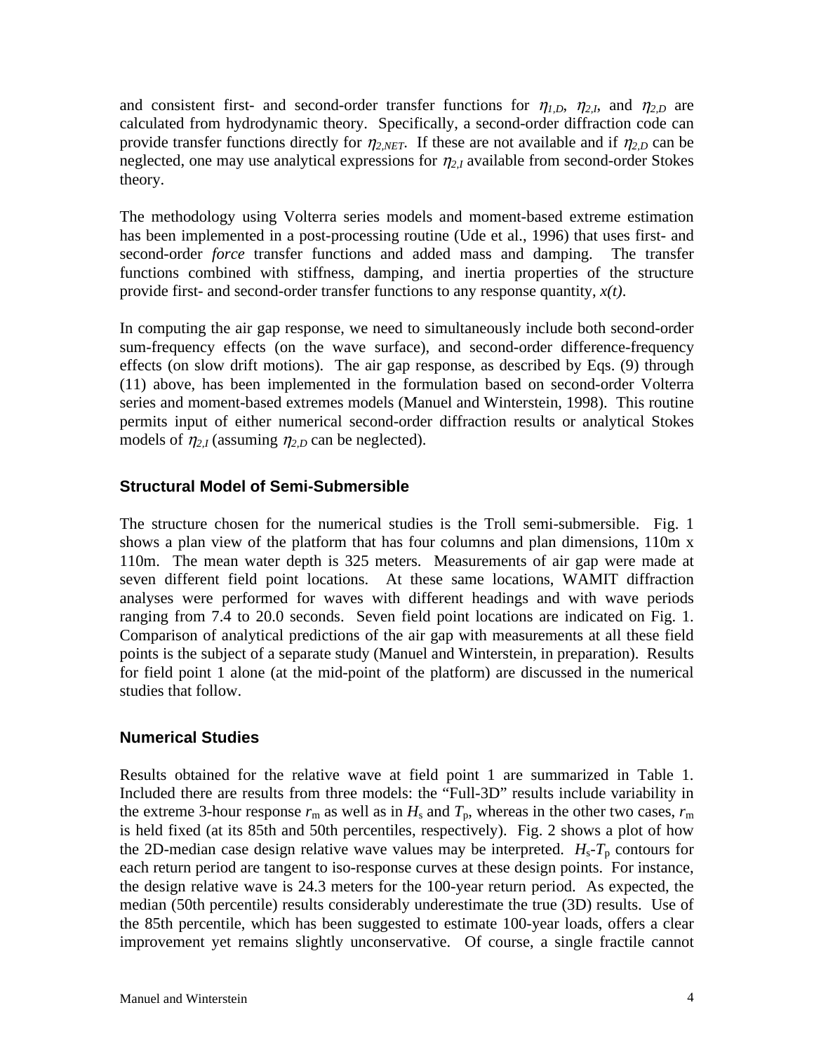and consistent first- and second-order transfer functions for $\eta_{1,D}$, $\eta_{2,I}$, and $\eta_{2,D}$ are calculated from hydrodynamic theory. Specifically, a second-order diffraction code can provide transfer functions directly for $\eta_{2,NET}$. If these are not available and if $\eta_{2,D}$ can be neglected, one may use analytical expressions for $\eta_{2,I}$ available from second-order Stokes theory.

The methodology using Volterra series models and moment-based extreme estimation has been implemented in a post-processing routine (Ude et al., 1996) that uses first- and second-order *force* transfer functions and added mass and damping. The transfer functions combined with stiffness, damping, and inertia properties of the structure provide first- and second-order transfer functions to any response quantity, $x(t)$.

In computing the air gap response, we need to simultaneously include both second-order sum-frequency effects (on the wave surface), and second-order difference-frequency effects (on slow drift motions). The air gap response, as described by Eqs. (9) through (11) above, has been implemented in the formulation based on second-order Volterra series and moment-based extremes models (Manuel and Winterstein, 1998). This routine permits input of either numerical second-order diffraction results or analytical Stokes models of $\eta_{2,I}$ (assuming $\eta_{2,D}$ can be neglected).

## Structural Model of Semi-Submersible

The structure chosen for the numerical studies is the Troll semi-submersible. Fig. 1 shows a plan view of the platform that has four columns and plan dimensions, 110m x 110m. The mean water depth is 325 meters. Measurements of air gap were made at seven different field point locations. At these same locations, WAMIT diffraction analyses were performed for waves with different headings and with wave periods ranging from 7.4 to 20.0 seconds. Seven field point locations are indicated on Fig. 1. Comparison of analytical predictions of the air gap with measurements at all these field points is the subject of a separate study (Manuel and Winterstein, in preparation). Results for field point 1 alone (at the mid-point of the platform) are discussed in the numerical studies that follow.

## Numerical Studies

Results obtained for the relative wave at field point 1 are summarized in Table 1. Included there are results from three models: the "Full-3D" results include variability in the extreme 3-hour response $r_m$ as well as in $H_s$ and $T_p$, whereas in the other two cases, $r_m$ is held fixed (at its 85th and 50th percentiles, respectively). Fig. 2 shows a plot of how the 2D-median case design relative wave values may be interpreted. $H_s$-$T_p$ contours for each return period are tangent to iso-response curves at these design points. For instance, the design relative wave is 24.3 meters for the 100-year return period. As expected, the median (50th percentile) results considerably underestimate the true (3D) results. Use of the 85th percentile, which has been suggested to estimate 100-year loads, offers a clear improvement yet remains slightly unconservative. Of course, a single fractile cannot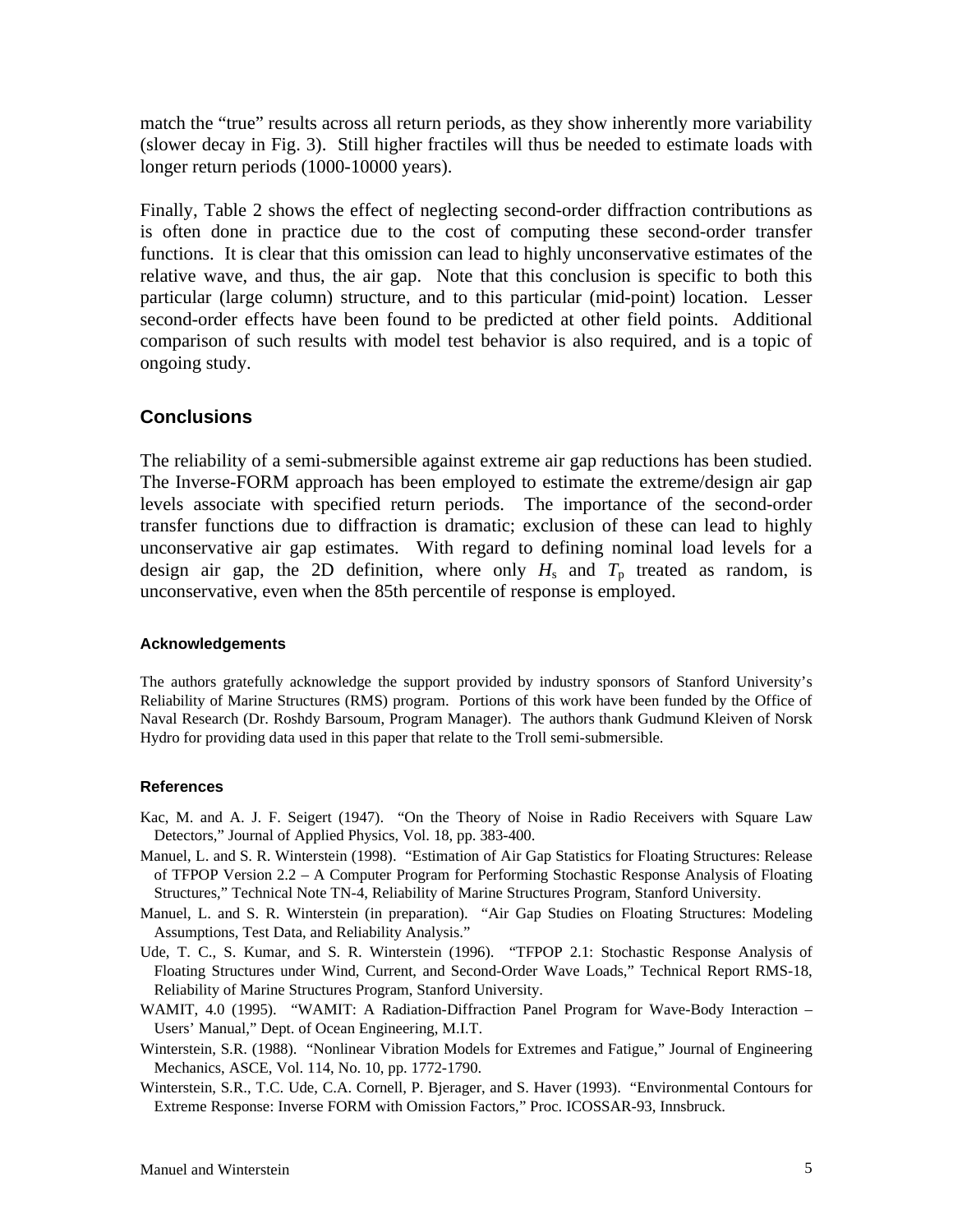match the "true" results across all return periods, as they show inherently more variability (slower decay in Fig. 3). Still higher fractiles will thus be needed to estimate loads with longer return periods (1000-10000 years).

Finally, Table 2 shows the effect of neglecting second-order diffraction contributions as is often done in practice due to the cost of computing these second-order transfer functions. It is clear that this omission can lead to highly unconservative estimates of the relative wave, and thus, the air gap. Note that this conclusion is specific to both this particular (large column) structure, and to this particular (mid-point) location. Lesser second-order effects have been found to be predicted at other field points. Additional comparison of such results with model test behavior is also required, and is a topic of ongoing study.

## Conclusions

The reliability of a semi-submersible against extreme air gap reductions has been studied. The Inverse-FORM approach has been employed to estimate the extreme/design air gap levels associate with specified return periods. The importance of the second-order transfer functions due to diffraction is dramatic; exclusion of these can lead to highly unconservative air gap estimates. With regard to defining nominal load levels for a design air gap, the 2D definition, where only $H_s$ and $T_p$ treated as random, is unconservative, even when the 85th percentile of response is employed.

### Acknowledgements

The authors gratefully acknowledge the support provided by industry sponsors of Stanford University's Reliability of Marine Structures (RMS) program. Portions of this work have been funded by the Office of Naval Research (Dr. Roshdy Barsoum, Program Manager). The authors thank Gudmund Kleiven of Norsk Hydro for providing data used in this paper that relate to the Troll semi-submersible.

### References

Kac, M. and A. J. F. Seigert (1947). "On the Theory of Noise in Radio Receivers with Square Law Detectors," Journal of Applied Physics, Vol. 18, pp. 383-400.

Manuel, L. and S. R. Winterstein (1998). "Estimation of Air Gap Statistics for Floating Structures: Release of TFPOP Version 2.2 – A Computer Program for Performing Stochastic Response Analysis of Floating Structures," Technical Note TN-4, Reliability of Marine Structures Program, Stanford University.

Manuel, L. and S. R. Winterstein (in preparation). "Air Gap Studies on Floating Structures: Modeling Assumptions, Test Data, and Reliability Analysis."

Ude, T. C., S. Kumar, and S. R. Winterstein (1996). "TFPOP 2.1: Stochastic Response Analysis of Floating Structures under Wind, Current, and Second-Order Wave Loads," Technical Report RMS-18, Reliability of Marine Structures Program, Stanford University.

WAMIT, 4.0 (1995). "WAMIT: A Radiation-Diffraction Panel Program for Wave-Body Interaction – Users' Manual," Dept. of Ocean Engineering, M.I.T.

Winterstein, S.R. (1988). "Nonlinear Vibration Models for Extremes and Fatigue," Journal of Engineering Mechanics, ASCE, Vol. 114, No. 10, pp. 1772-1790.

Winterstein, S.R., T.C. Ude, C.A. Cornell, P. Bjerager, and S. Haver (1993). "Environmental Contours for Extreme Response: Inverse FORM with Omission Factors," Proc. ICOSSAR-93, Innsbruck.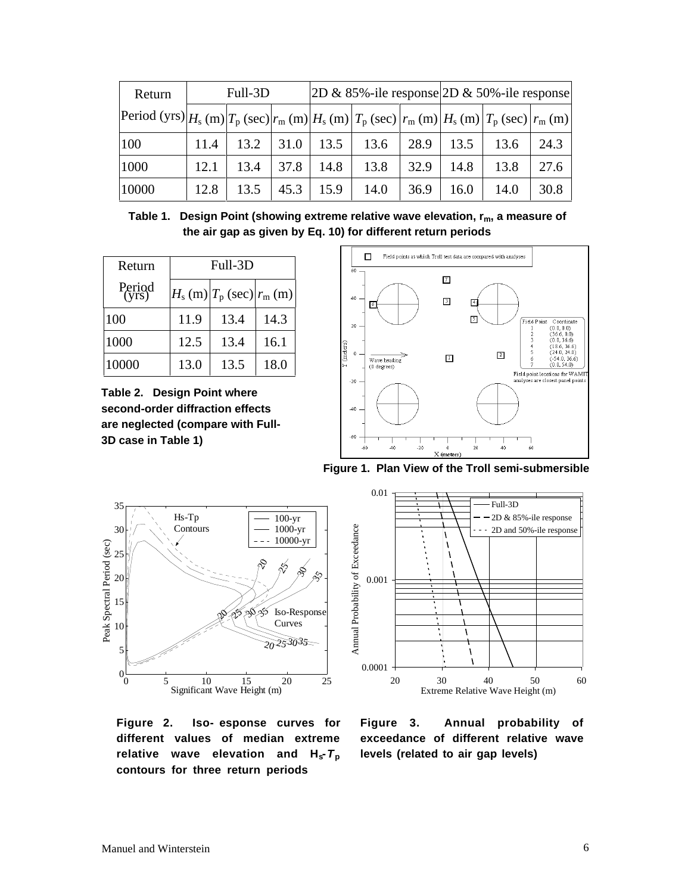| Return | Full-3D | | | 2D & 85%-ile response | | | 2D & 50%-ile response | | |
|---|---|---|---|---|---|---|---|---|---|
| Period (yrs) | $H_s$ (m) | $T_p$ (sec) | $r_m$ (m) | $H_s$ (m) | $T_p$ (sec) | $r_m$ (m) | $H_s$ (m) | $T_p$ (sec) | $r_m$ (m) |
| 100 | 11.4 | 13.2 | 31.0 | 13.5 | 13.6 | 28.9 | 13.5 | 13.6 | 24.3 |
| 1000 | 12.1 | 13.4 | 37.8 | 14.8 | 13.8 | 32.9 | 14.8 | 13.8 | 27.6 |
| 10000 | 12.8 | 13.5 | 45.3 | 15.9 | 14.0 | 36.9 | 16.0 | 14.0 | 30.8 |

**Table 1. Design Point (showing extreme relative wave elevation, $r_m$, a measure of the air gap as given by Eq. 10) for different return periods**

| Return | Full-3D | | |
|---|---|---|---|
| Period (yrs) | $H_s$ (m) | $T_p$ (sec) | $r_m$ (m) |
| 100 | 11.9 | 13.4 | 14.3 |
| 1000 | 12.5 | 13.4 | 16.1 |
| 10000 | 13.0 | 13.5 | 18.0 |

**Table 2. Design Point where second-order diffraction effects are neglected (compare with Full-3D case in Table 1)**

Field points at which Troll test data are compared with analyses

Field Point Coordinate
1 (0.0, 0.0)
2 (36.6, 0.0)
3 (0.0, 36.6)
4 (18.6, 36.6)
5 (24.0, 24.0)
6 (-54.0, 36.6)
7 (0.0, 54.0)

Wave heading (0 degrees)

Field point locations for WAMIT analyses are closest panel points

Y (meters)

X (meters)

**Figure 1. Plan View of the Troll semi-submersible**

Hs-Tp Contours

100-yr
1000-yr
10000-yr

Iso-Response Curves

20 25 30 35

Peak Spectral Period (sec)

Significant Wave Height (m)

**Figure 2. Iso- esponse curves for different values of median extreme relative wave elevation and $H_s$-$T_p$ contours for three return periods**

Full-3D
2D & 85%-ile response
2D and 50%-ile response

Annual Probability of Exceedance

Extreme Relative Wave Height (m)

**Figure 3. Annual probability of exceedance of different relative wave levels (related to air gap levels)**